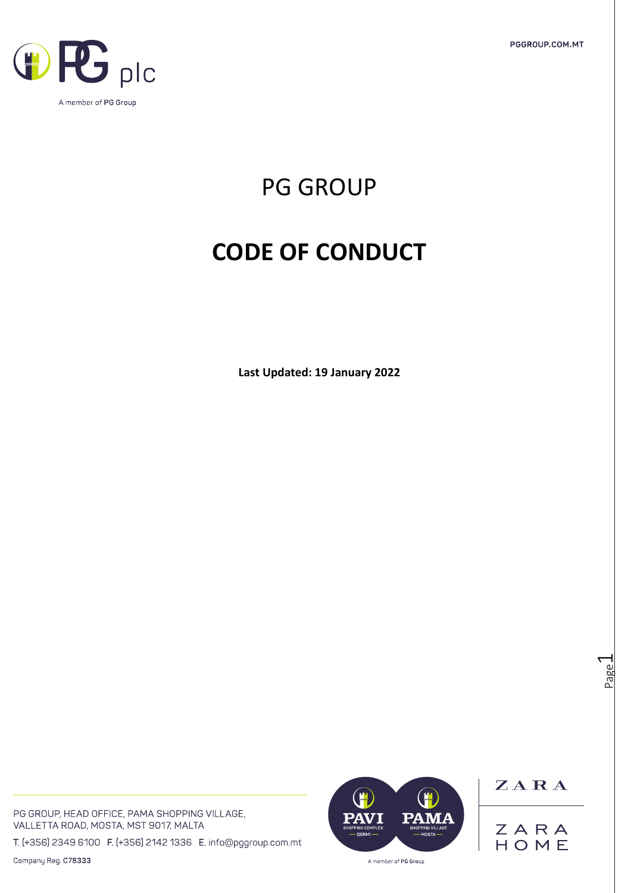# PG GROUP

# CODE OF CONDUCT

**Last Updated: 19 January 2022**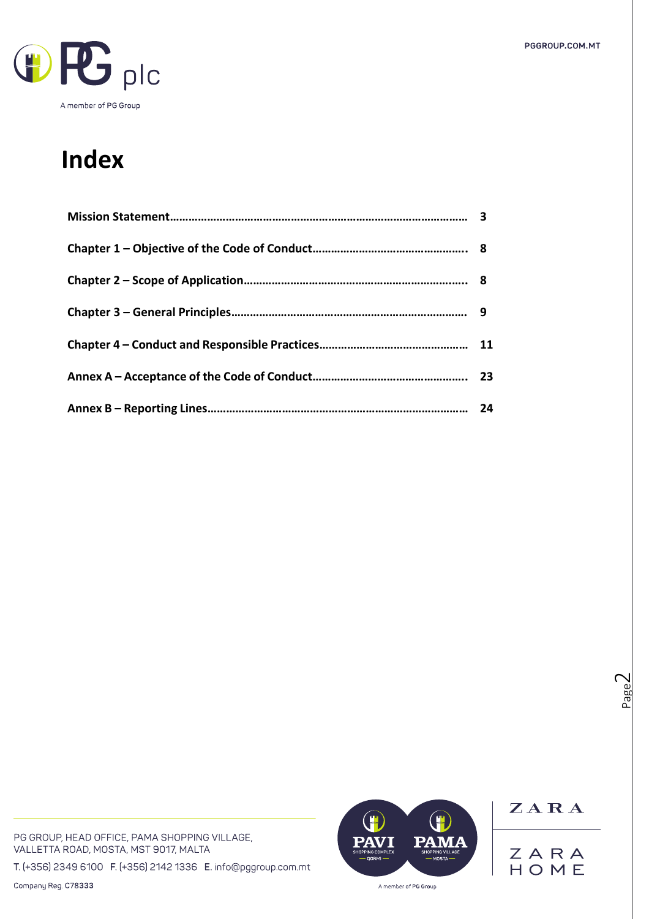# Index

| | |
|---|---|
| **Mission Statement** | **3** |
| **Chapter 1 – Objective of the Code of Conduct** | **8** |
| **Chapter 2 – Scope of Application** | **8** |
| **Chapter 3 – General Principles** | **9** |
| **Chapter 4 – Conduct and Responsible Practices** | **11** |
| **Annex A – Acceptance of the Code of Conduct** | **23** |
| **Annex B – Reporting Lines** | **24** |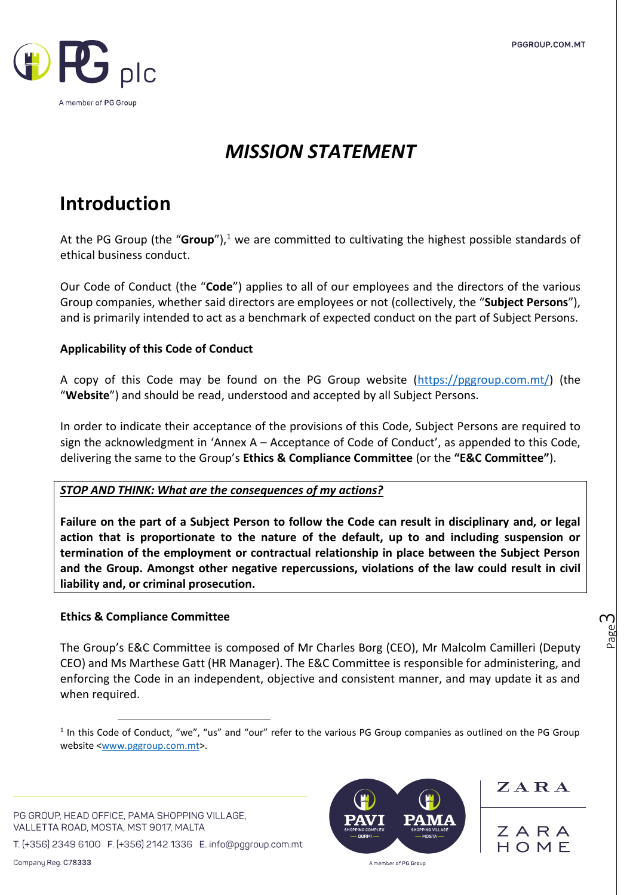# *MISSION STATEMENT*

## Introduction

At the PG Group (the "**Group**"),[1] we are committed to cultivating the highest possible standards of ethical business conduct.

Our Code of Conduct (the "**Code**") applies to all of our employees and the directors of the various Group companies, whether said directors are employees or not (collectively, the "**Subject Persons**"), and is primarily intended to act as a benchmark of expected conduct on the part of Subject Persons.

### Applicability of this Code of Conduct

A copy of this Code may be found on the PG Group website (https://pggroup.com.mt/) (the "**Website**") and should be read, understood and accepted by all Subject Persons.

In order to indicate their acceptance of the provisions of this Code, Subject Persons are required to sign the acknowledgment in 'Annex A – Acceptance of Code of Conduct', as appended to this Code, delivering the same to the Group's **Ethics & Compliance Committee** (or the **"E&C Committee"**).

***STOP AND THINK: What are the consequences of my actions?***

**Failure on the part of a Subject Person to follow the Code can result in disciplinary and, or legal action that is proportionate to the nature of the default, up to and including suspension or termination of the employment or contractual relationship in place between the Subject Person and the Group. Amongst other negative repercussions, violations of the law could result in civil liability and, or criminal prosecution.**

### Ethics & Compliance Committee

The Group's E&C Committee is composed of Mr Charles Borg (CEO), Mr Malcolm Camilleri (Deputy CEO) and Ms Marthese Gatt (HR Manager). The E&C Committee is responsible for administering, and enforcing the Code in an independent, objective and consistent manner, and may update it as and when required.

---

[1] In this Code of Conduct, "we", "us" and "our" refer to the various PG Group companies as outlined on the PG Group website <www.pggroup.com.mt>.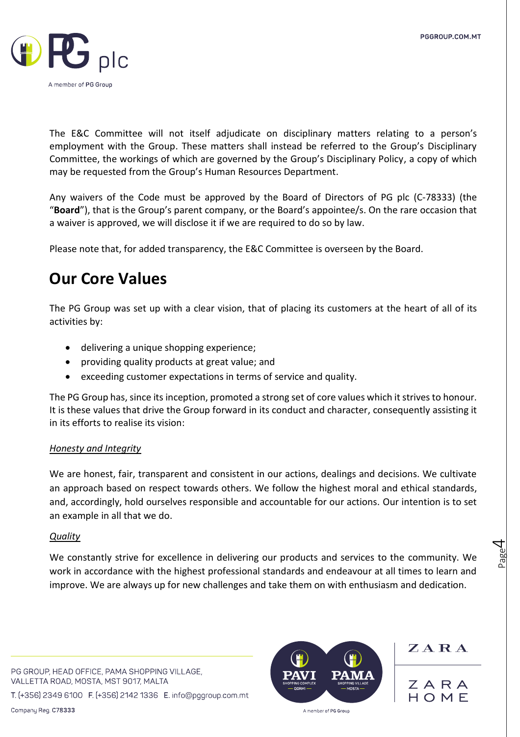The E&C Committee will not itself adjudicate on disciplinary matters relating to a person's employment with the Group. These matters shall instead be referred to the Group's Disciplinary Committee, the workings of which are governed by the Group's Disciplinary Policy, a copy of which may be requested from the Group's Human Resources Department.

Any waivers of the Code must be approved by the Board of Directors of PG plc (C-78333) (the "**Board**"), that is the Group's parent company, or the Board's appointee/s. On the rare occasion that a waiver is approved, we will disclose it if we are required to do so by law.

Please note that, for added transparency, the E&C Committee is overseen by the Board.

# Our Core Values

The PG Group was set up with a clear vision, that of placing its customers at the heart of all of its activities by:

- delivering a unique shopping experience;
- providing quality products at great value; and
- exceeding customer expectations in terms of service and quality.

The PG Group has, since its inception, promoted a strong set of core values which it strives to honour. It is these values that drive the Group forward in its conduct and character, consequently assisting it in its efforts to realise its vision:

*Honesty and Integrity*

We are honest, fair, transparent and consistent in our actions, dealings and decisions. We cultivate an approach based on respect towards others. We follow the highest moral and ethical standards, and, accordingly, hold ourselves responsible and accountable for our actions. Our intention is to set an example in all that we do.

*Quality*

We constantly strive for excellence in delivering our products and services to the community. We work in accordance with the highest professional standards and endeavour at all times to learn and improve. We are always up for new challenges and take them on with enthusiasm and dedication.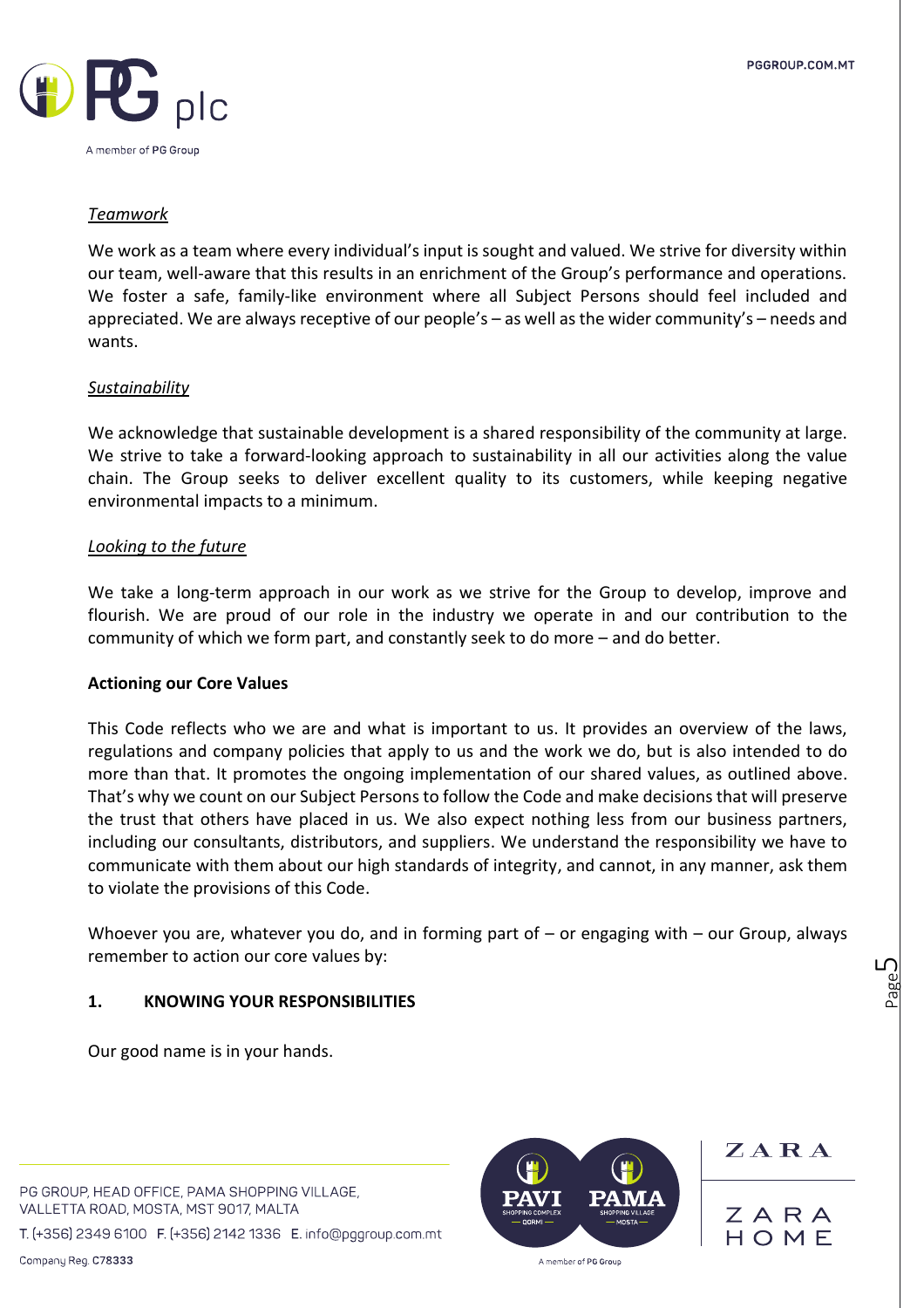*Teamwork*

We work as a team where every individual's input is sought and valued. We strive for diversity within our team, well-aware that this results in an enrichment of the Group's performance and operations. We foster a safe, family-like environment where all Subject Persons should feel included and appreciated. We are always receptive of our people's – as well as the wider community's – needs and wants.

*Sustainability*

We acknowledge that sustainable development is a shared responsibility of the community at large. We strive to take a forward-looking approach to sustainability in all our activities along the value chain. The Group seeks to deliver excellent quality to its customers, while keeping negative environmental impacts to a minimum.

*Looking to the future*

We take a long-term approach in our work as we strive for the Group to develop, improve and flourish. We are proud of our role in the industry we operate in and our contribution to the community of which we form part, and constantly seek to do more – and do better.

**Actioning our Core Values**

This Code reflects who we are and what is important to us. It provides an overview of the laws, regulations and company policies that apply to us and the work we do, but is also intended to do more than that. It promotes the ongoing implementation of our shared values, as outlined above. That's why we count on our Subject Persons to follow the Code and make decisions that will preserve the trust that others have placed in us. We also expect nothing less from our business partners, including our consultants, distributors, and suppliers. We understand the responsibility we have to communicate with them about our high standards of integrity, and cannot, in any manner, ask them to violate the provisions of this Code.

Whoever you are, whatever you do, and in forming part of – or engaging with – our Group, always remember to action our core values by:

## 1. KNOWING YOUR RESPONSIBILITIES

Our good name is in your hands.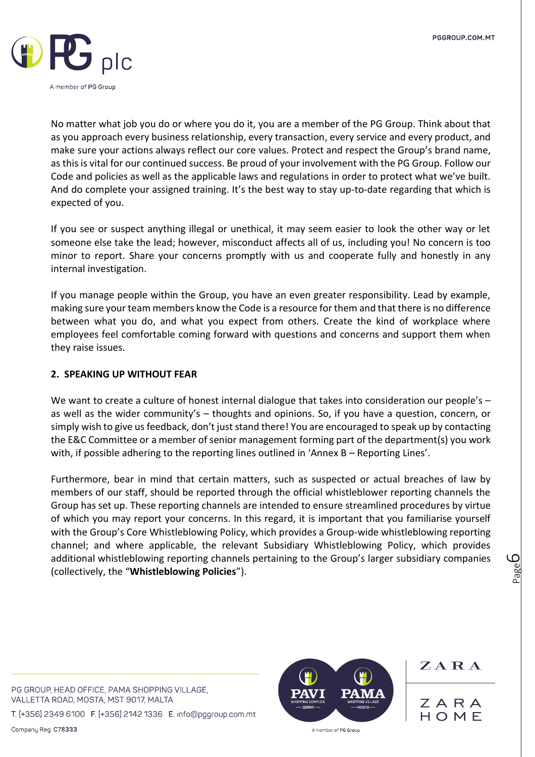No matter what job you do or where you do it, you are a member of the PG Group. Think about that as you approach every business relationship, every transaction, every service and every product, and make sure your actions always reflect our core values. Protect and respect the Group's brand name, as this is vital for our continued success. Be proud of your involvement with the PG Group. Follow our Code and policies as well as the applicable laws and regulations in order to protect what we've built. And do complete your assigned training. It's the best way to stay up-to-date regarding that which is expected of you.

If you see or suspect anything illegal or unethical, it may seem easier to look the other way or let someone else take the lead; however, misconduct affects all of us, including you! No concern is too minor to report. Share your concerns promptly with us and cooperate fully and honestly in any internal investigation.

If you manage people within the Group, you have an even greater responsibility. Lead by example, making sure your team members know the Code is a resource for them and that there is no difference between what you do, and what you expect from others. Create the kind of workplace where employees feel comfortable coming forward with questions and concerns and support them when they raise issues.

## 2. SPEAKING UP WITHOUT FEAR

We want to create a culture of honest internal dialogue that takes into consideration our people's – as well as the wider community's – thoughts and opinions. So, if you have a question, concern, or simply wish to give us feedback, don't just stand there! You are encouraged to speak up by contacting the E&C Committee or a member of senior management forming part of the department(s) you work with, if possible adhering to the reporting lines outlined in 'Annex B – Reporting Lines'.

Furthermore, bear in mind that certain matters, such as suspected or actual breaches of law by members of our staff, should be reported through the official whistleblower reporting channels the Group has set up. These reporting channels are intended to ensure streamlined procedures by virtue of which you may report your concerns. In this regard, it is important that you familiarise yourself with the Group's Core Whistleblowing Policy, which provides a Group-wide whistleblowing reporting channel; and where applicable, the relevant Subsidiary Whistleblowing Policy, which provides additional whistleblowing reporting channels pertaining to the Group's larger subsidiary companies (collectively, the "**Whistleblowing Policies**").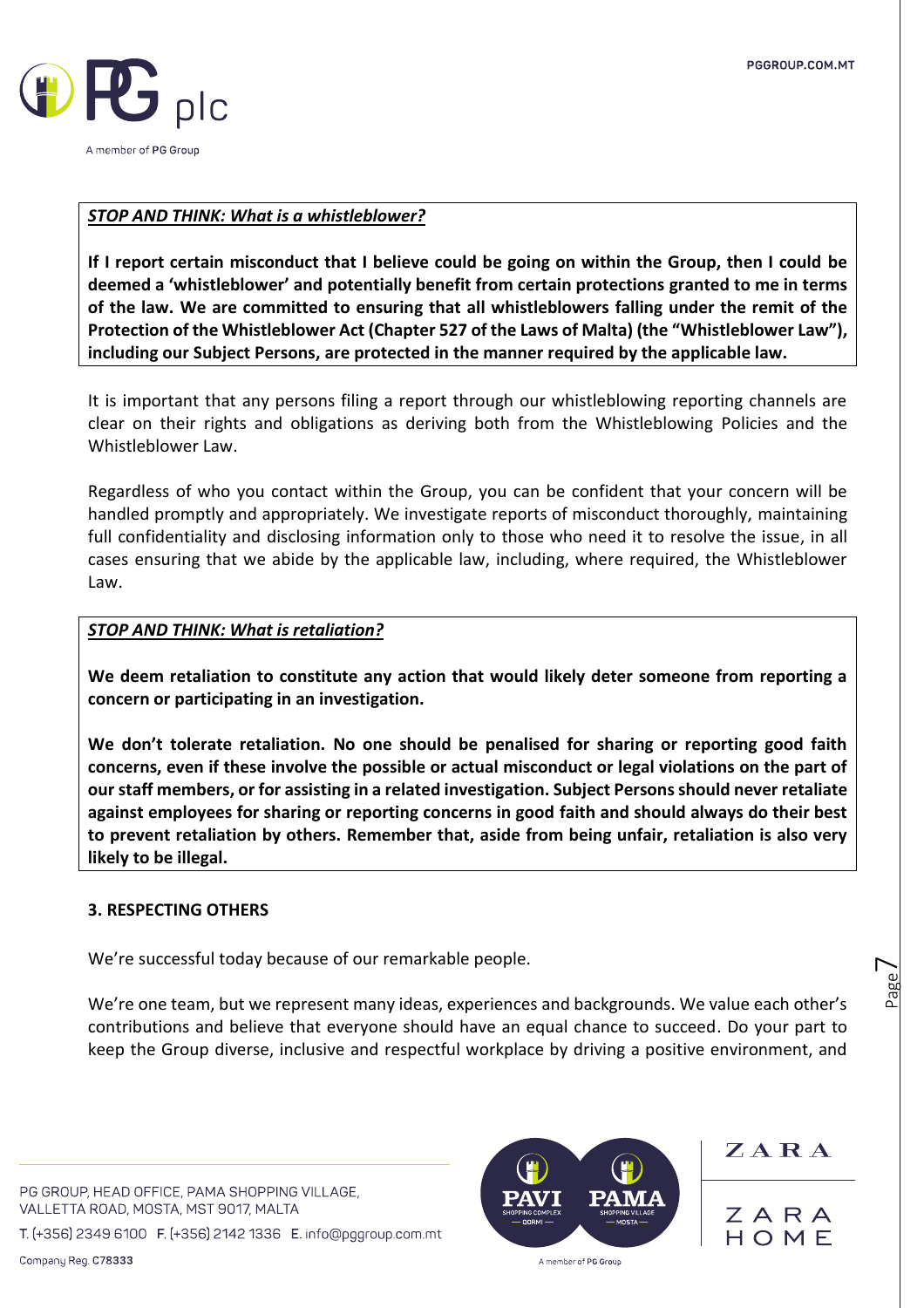***STOP AND THINK: What is a whistleblower?***

**If I report certain misconduct that I believe could be going on within the Group, then I could be deemed a 'whistleblower' and potentially benefit from certain protections granted to me in terms of the law. We are committed to ensuring that all whistleblowers falling under the remit of the Protection of the Whistleblower Act (Chapter 527 of the Laws of Malta) (the "Whistleblower Law"), including our Subject Persons, are protected in the manner required by the applicable law.**

It is important that any persons filing a report through our whistleblowing reporting channels are clear on their rights and obligations as deriving both from the Whistleblowing Policies and the Whistleblower Law.

Regardless of who you contact within the Group, you can be confident that your concern will be handled promptly and appropriately. We investigate reports of misconduct thoroughly, maintaining full confidentiality and disclosing information only to those who need it to resolve the issue, in all cases ensuring that we abide by the applicable law, including, where required, the Whistleblower Law.

***STOP AND THINK: What is retaliation?***

**We deem retaliation to constitute any action that would likely deter someone from reporting a concern or participating in an investigation.**

**We don't tolerate retaliation. No one should be penalised for sharing or reporting good faith concerns, even if these involve the possible or actual misconduct or legal violations on the part of our staff members, or for assisting in a related investigation. Subject Persons should never retaliate against employees for sharing or reporting concerns in good faith and should always do their best to prevent retaliation by others. Remember that, aside from being unfair, retaliation is also very likely to be illegal.**

## 3. RESPECTING OTHERS

We're successful today because of our remarkable people.

We're one team, but we represent many ideas, experiences and backgrounds. We value each other's contributions and believe that everyone should have an equal chance to succeed. Do your part to keep the Group diverse, inclusive and respectful workplace by driving a positive environment, and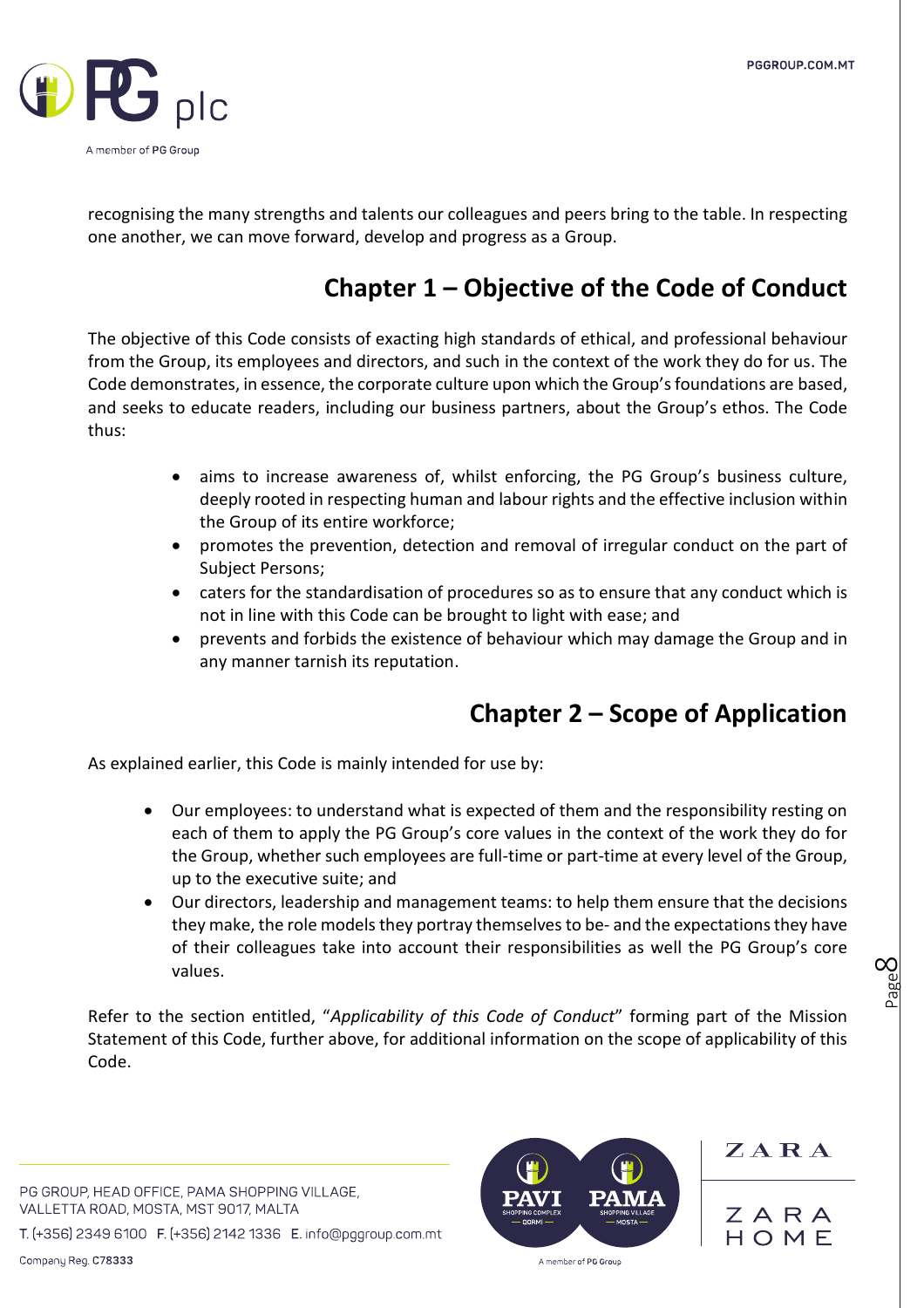recognising the many strengths and talents our colleagues and peers bring to the table. In respecting one another, we can move forward, develop and progress as a Group.

## Chapter 1 – Objective of the Code of Conduct

The objective of this Code consists of exacting high standards of ethical, and professional behaviour from the Group, its employees and directors, and such in the context of the work they do for us. The Code demonstrates, in essence, the corporate culture upon which the Group's foundations are based, and seeks to educate readers, including our business partners, about the Group's ethos. The Code thus:

- aims to increase awareness of, whilst enforcing, the PG Group's business culture, deeply rooted in respecting human and labour rights and the effective inclusion within the Group of its entire workforce;
- promotes the prevention, detection and removal of irregular conduct on the part of Subject Persons;
- caters for the standardisation of procedures so as to ensure that any conduct which is not in line with this Code can be brought to light with ease; and
- prevents and forbids the existence of behaviour which may damage the Group and in any manner tarnish its reputation.

## Chapter 2 – Scope of Application

As explained earlier, this Code is mainly intended for use by:

- Our employees: to understand what is expected of them and the responsibility resting on each of them to apply the PG Group's core values in the context of the work they do for the Group, whether such employees are full-time or part-time at every level of the Group, up to the executive suite; and
- Our directors, leadership and management teams: to help them ensure that the decisions they make, the role models they portray themselves to be- and the expectations they have of their colleagues take into account their responsibilities as well the PG Group's core values.

Refer to the section entitled, "*Applicability of this Code of Conduct*" forming part of the Mission Statement of this Code, further above, for additional information on the scope of applicability of this Code.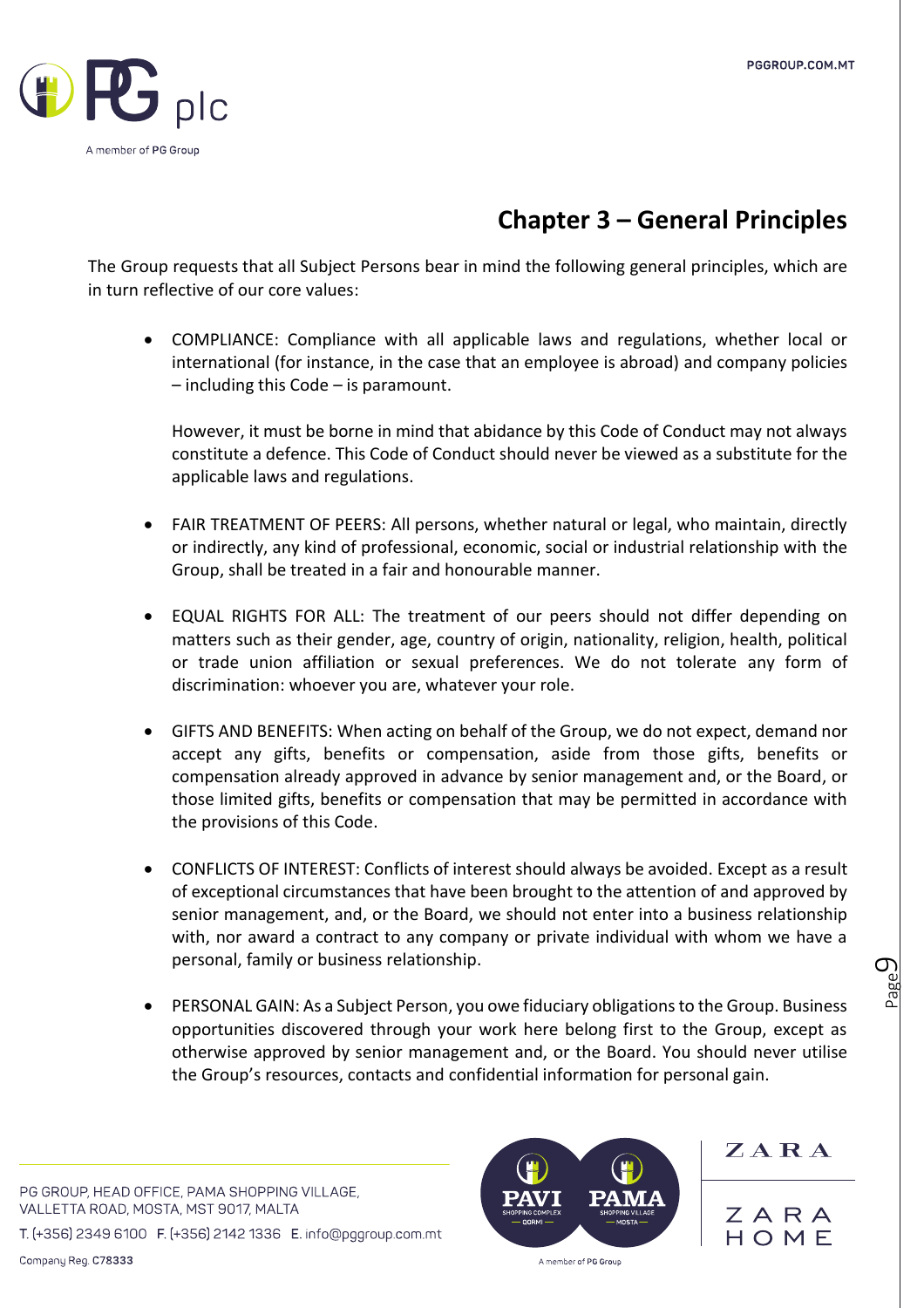# Chapter 3 – General Principles

The Group requests that all Subject Persons bear in mind the following general principles, which are in turn reflective of our core values:

- COMPLIANCE: Compliance with all applicable laws and regulations, whether local or international (for instance, in the case that an employee is abroad) and company policies – including this Code – is paramount.

  However, it must be borne in mind that abidance by this Code of Conduct may not always constitute a defence. This Code of Conduct should never be viewed as a substitute for the applicable laws and regulations.

- FAIR TREATMENT OF PEERS: All persons, whether natural or legal, who maintain, directly or indirectly, any kind of professional, economic, social or industrial relationship with the Group, shall be treated in a fair and honourable manner.

- EQUAL RIGHTS FOR ALL: The treatment of our peers should not differ depending on matters such as their gender, age, country of origin, nationality, religion, health, political or trade union affiliation or sexual preferences. We do not tolerate any form of discrimination: whoever you are, whatever your role.

- GIFTS AND BENEFITS: When acting on behalf of the Group, we do not expect, demand nor accept any gifts, benefits or compensation, aside from those gifts, benefits or compensation already approved in advance by senior management and, or the Board, or those limited gifts, benefits or compensation that may be permitted in accordance with the provisions of this Code.

- CONFLICTS OF INTEREST: Conflicts of interest should always be avoided. Except as a result of exceptional circumstances that have been brought to the attention of and approved by senior management, and, or the Board, we should not enter into a business relationship with, nor award a contract to any company or private individual with whom we have a personal, family or business relationship.

- PERSONAL GAIN: As a Subject Person, you owe fiduciary obligations to the Group. Business opportunities discovered through your work here belong first to the Group, except as otherwise approved by senior management and, or the Board. You should never utilise the Group's resources, contacts and confidential information for personal gain.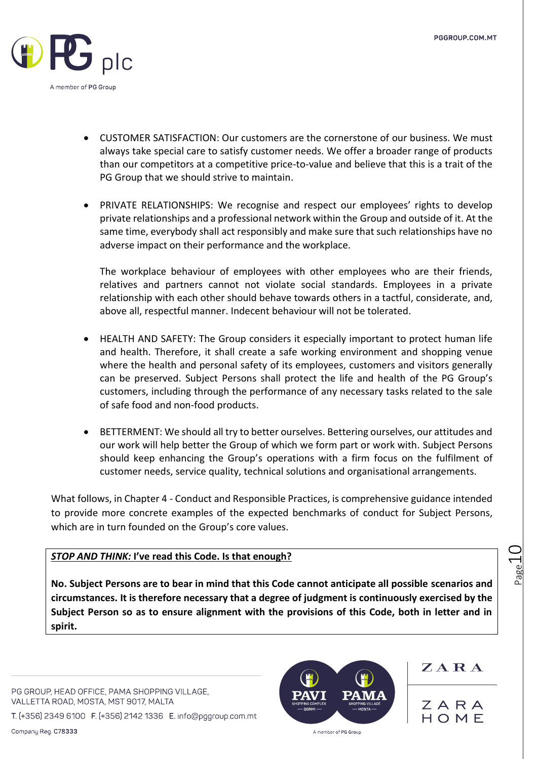- CUSTOMER SATISFACTION: Our customers are the cornerstone of our business. We must always take special care to satisfy customer needs. We offer a broader range of products than our competitors at a competitive price-to-value and believe that this is a trait of the PG Group that we should strive to maintain.

- PRIVATE RELATIONSHIPS: We recognise and respect our employees' rights to develop private relationships and a professional network within the Group and outside of it. At the same time, everybody shall act responsibly and make sure that such relationships have no adverse impact on their performance and the workplace.

  The workplace behaviour of employees with other employees who are their friends, relatives and partners cannot not violate social standards. Employees in a private relationship with each other should behave towards others in a tactful, considerate, and, above all, respectful manner. Indecent behaviour will not be tolerated.

- HEALTH AND SAFETY: The Group considers it especially important to protect human life and health. Therefore, it shall create a safe working environment and shopping venue where the health and personal safety of its employees, customers and visitors generally can be preserved. Subject Persons shall protect the life and health of the PG Group's customers, including through the performance of any necessary tasks related to the sale of safe food and non-food products.

- BETTERMENT: We should all try to better ourselves. Bettering ourselves, our attitudes and our work will help better the Group of which we form part or work with. Subject Persons should keep enhancing the Group's operations with a firm focus on the fulfilment of customer needs, service quality, technical solutions and organisational arrangements.

What follows, in Chapter 4 - Conduct and Responsible Practices, is comprehensive guidance intended to provide more concrete examples of the expected benchmarks of conduct for Subject Persons, which are in turn founded on the Group's core values.

***STOP AND THINK:* I've read this Code. Is that enough?**

**No. Subject Persons are to bear in mind that this Code cannot anticipate all possible scenarios and circumstances. It is therefore necessary that a degree of judgment is continuously exercised by the Subject Person so as to ensure alignment with the provisions of this Code, both in letter and in spirit.**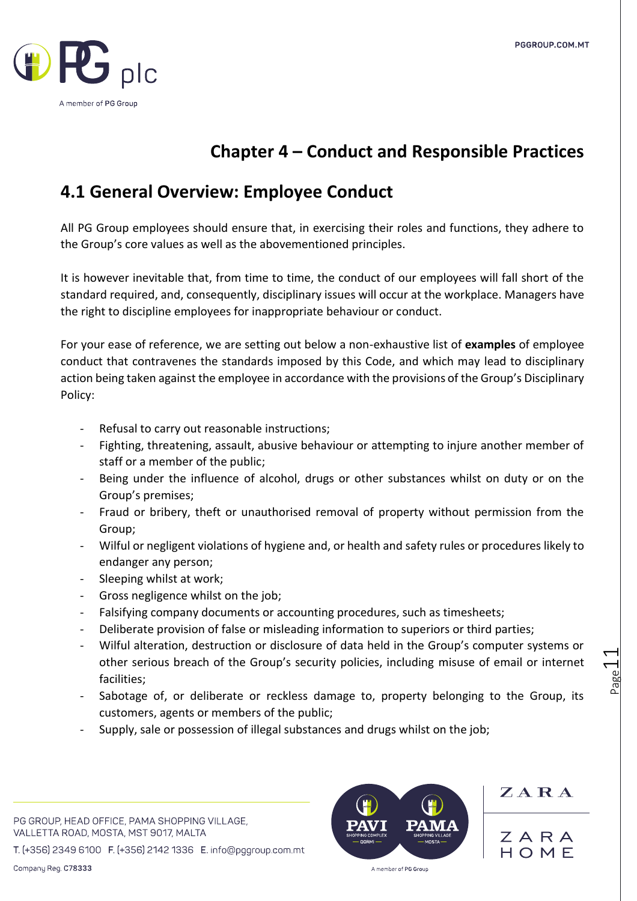# Chapter 4 – Conduct and Responsible Practices

## 4.1 General Overview: Employee Conduct

All PG Group employees should ensure that, in exercising their roles and functions, they adhere to the Group's core values as well as the abovementioned principles.

It is however inevitable that, from time to time, the conduct of our employees will fall short of the standard required, and, consequently, disciplinary issues will occur at the workplace. Managers have the right to discipline employees for inappropriate behaviour or conduct.

For your ease of reference, we are setting out below a non-exhaustive list of **examples** of employee conduct that contravenes the standards imposed by this Code, and which may lead to disciplinary action being taken against the employee in accordance with the provisions of the Group's Disciplinary Policy:

- Refusal to carry out reasonable instructions;
- Fighting, threatening, assault, abusive behaviour or attempting to injure another member of staff or a member of the public;
- Being under the influence of alcohol, drugs or other substances whilst on duty or on the Group's premises;
- Fraud or bribery, theft or unauthorised removal of property without permission from the Group;
- Wilful or negligent violations of hygiene and, or health and safety rules or procedures likely to endanger any person;
- Sleeping whilst at work;
- Gross negligence whilst on the job;
- Falsifying company documents or accounting procedures, such as timesheets;
- Deliberate provision of false or misleading information to superiors or third parties;
- Wilful alteration, destruction or disclosure of data held in the Group's computer systems or other serious breach of the Group's security policies, including misuse of email or internet facilities;
- Sabotage of, or deliberate or reckless damage to, property belonging to the Group, its customers, agents or members of the public;
- Supply, sale or possession of illegal substances and drugs whilst on the job;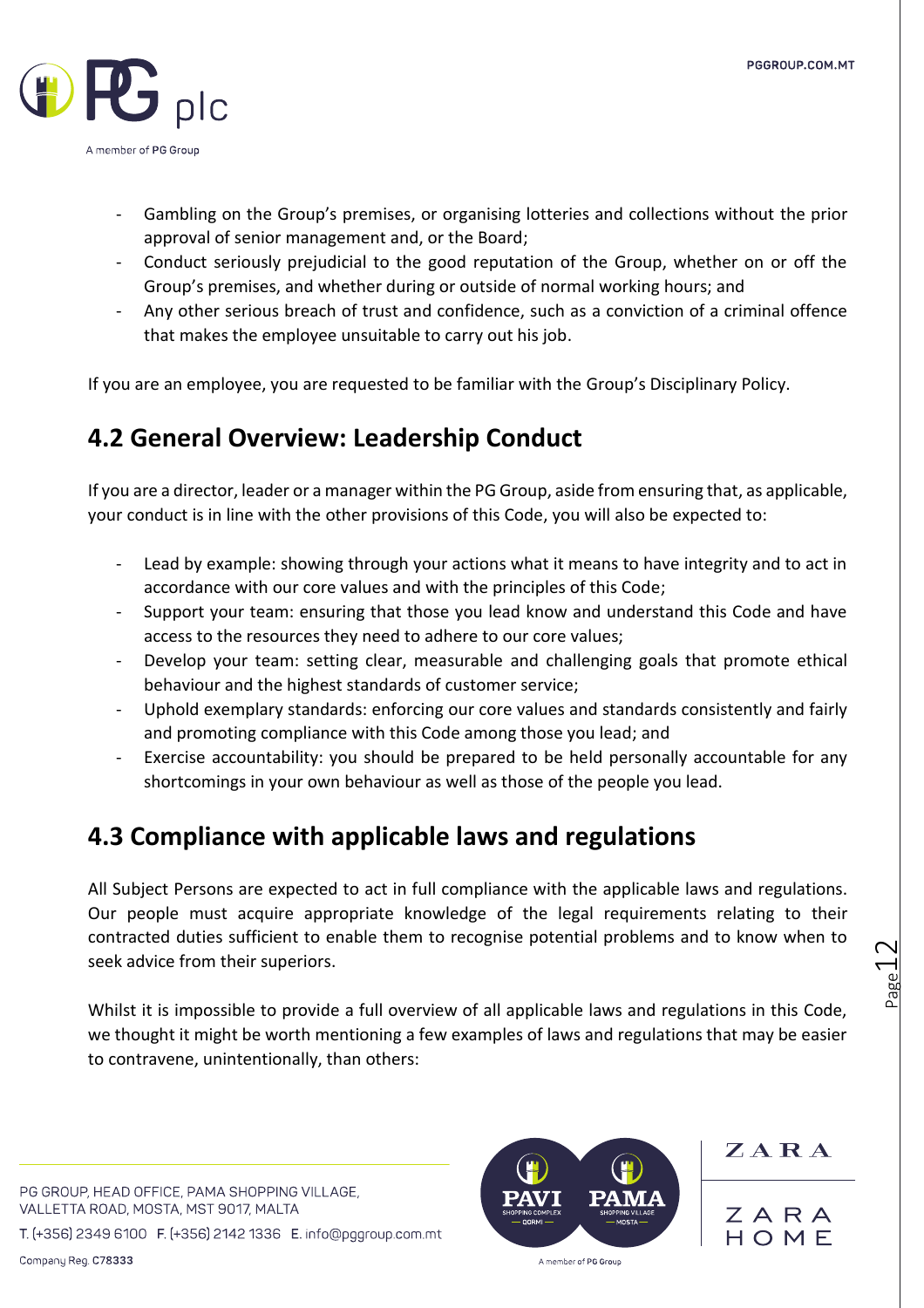- Gambling on the Group's premises, or organising lotteries and collections without the prior approval of senior management and, or the Board;
- Conduct seriously prejudicial to the good reputation of the Group, whether on or off the Group's premises, and whether during or outside of normal working hours; and
- Any other serious breach of trust and confidence, such as a conviction of a criminal offence that makes the employee unsuitable to carry out his job.

If you are an employee, you are requested to be familiar with the Group's Disciplinary Policy.

## 4.2 General Overview: Leadership Conduct

If you are a director, leader or a manager within the PG Group, aside from ensuring that, as applicable, your conduct is in line with the other provisions of this Code, you will also be expected to:

- Lead by example: showing through your actions what it means to have integrity and to act in accordance with our core values and with the principles of this Code;
- Support your team: ensuring that those you lead know and understand this Code and have access to the resources they need to adhere to our core values;
- Develop your team: setting clear, measurable and challenging goals that promote ethical behaviour and the highest standards of customer service;
- Uphold exemplary standards: enforcing our core values and standards consistently and fairly and promoting compliance with this Code among those you lead; and
- Exercise accountability: you should be prepared to be held personally accountable for any shortcomings in your own behaviour as well as those of the people you lead.

## 4.3 Compliance with applicable laws and regulations

All Subject Persons are expected to act in full compliance with the applicable laws and regulations. Our people must acquire appropriate knowledge of the legal requirements relating to their contracted duties sufficient to enable them to recognise potential problems and to know when to seek advice from their superiors.

Whilst it is impossible to provide a full overview of all applicable laws and regulations in this Code, we thought it might be worth mentioning a few examples of laws and regulations that may be easier to contravene, unintentionally, than others: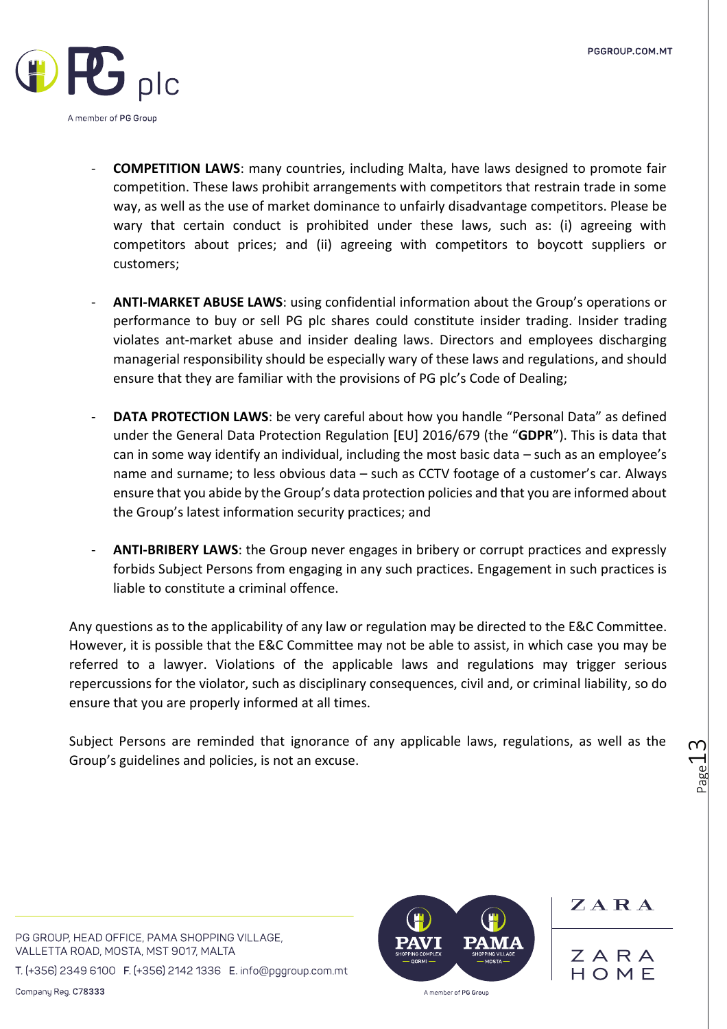- **COMPETITION LAWS**: many countries, including Malta, have laws designed to promote fair competition. These laws prohibit arrangements with competitors that restrain trade in some way, as well as the use of market dominance to unfairly disadvantage competitors. Please be wary that certain conduct is prohibited under these laws, such as: (i) agreeing with competitors about prices; and (ii) agreeing with competitors to boycott suppliers or customers;

- **ANTI-MARKET ABUSE LAWS**: using confidential information about the Group's operations or performance to buy or sell PG plc shares could constitute insider trading. Insider trading violates ant-market abuse and insider dealing laws. Directors and employees discharging managerial responsibility should be especially wary of these laws and regulations, and should ensure that they are familiar with the provisions of PG plc's Code of Dealing;

- **DATA PROTECTION LAWS**: be very careful about how you handle "Personal Data" as defined under the General Data Protection Regulation [EU] 2016/679 (the "**GDPR**"). This is data that can in some way identify an individual, including the most basic data – such as an employee's name and surname; to less obvious data – such as CCTV footage of a customer's car. Always ensure that you abide by the Group's data protection policies and that you are informed about the Group's latest information security practices; and

- **ANTI-BRIBERY LAWS**: the Group never engages in bribery or corrupt practices and expressly forbids Subject Persons from engaging in any such practices. Engagement in such practices is liable to constitute a criminal offence.

Any questions as to the applicability of any law or regulation may be directed to the E&C Committee. However, it is possible that the E&C Committee may not be able to assist, in which case you may be referred to a lawyer. Violations of the applicable laws and regulations may trigger serious repercussions for the violator, such as disciplinary consequences, civil and, or criminal liability, so do ensure that you are properly informed at all times.

Subject Persons are reminded that ignorance of any applicable laws, regulations, as well as the Group's guidelines and policies, is not an excuse.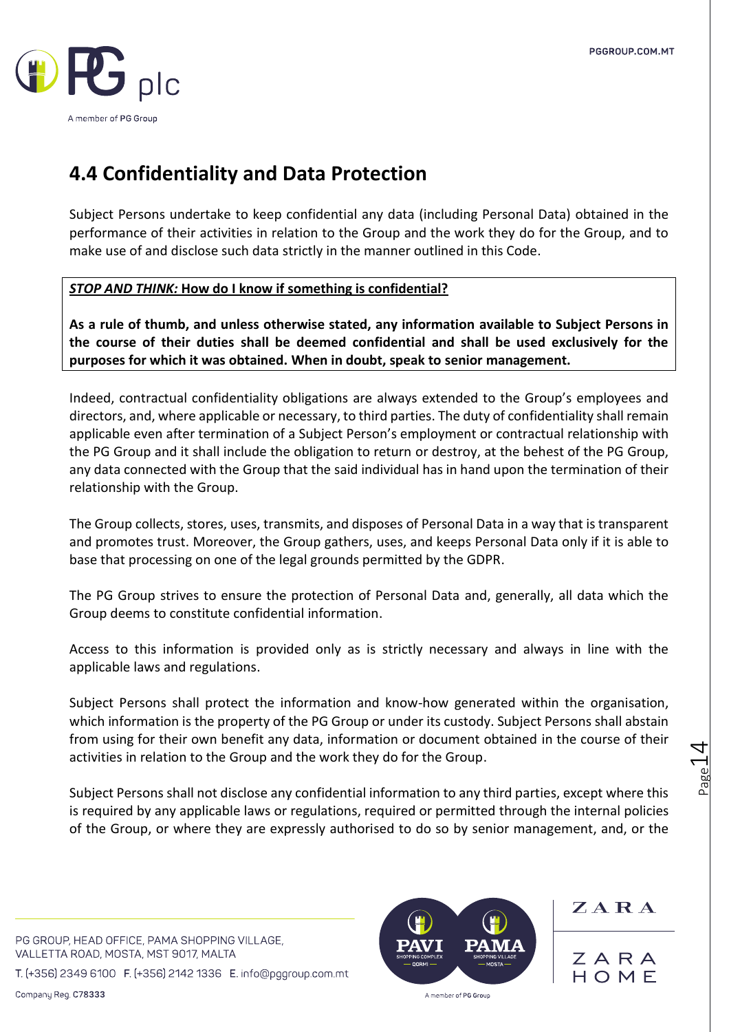## 4.4 Confidentiality and Data Protection

Subject Persons undertake to keep confidential any data (including Personal Data) obtained in the performance of their activities in relation to the Group and the work they do for the Group, and to make use of and disclose such data strictly in the manner outlined in this Code.

> ***STOP AND THINK:*** **How do I know if something is confidential?**
>
> **As a rule of thumb, and unless otherwise stated, any information available to Subject Persons in the course of their duties shall be deemed confidential and shall be used exclusively for the purposes for which it was obtained. When in doubt, speak to senior management.**

Indeed, contractual confidentiality obligations are always extended to the Group's employees and directors, and, where applicable or necessary, to third parties. The duty of confidentiality shall remain applicable even after termination of a Subject Person's employment or contractual relationship with the PG Group and it shall include the obligation to return or destroy, at the behest of the PG Group, any data connected with the Group that the said individual has in hand upon the termination of their relationship with the Group.

The Group collects, stores, uses, transmits, and disposes of Personal Data in a way that is transparent and promotes trust. Moreover, the Group gathers, uses, and keeps Personal Data only if it is able to base that processing on one of the legal grounds permitted by the GDPR.

The PG Group strives to ensure the protection of Personal Data and, generally, all data which the Group deems to constitute confidential information.

Access to this information is provided only as is strictly necessary and always in line with the applicable laws and regulations.

Subject Persons shall protect the information and know-how generated within the organisation, which information is the property of the PG Group or under its custody. Subject Persons shall abstain from using for their own benefit any data, information or document obtained in the course of their activities in relation to the Group and the work they do for the Group.

Subject Persons shall not disclose any confidential information to any third parties, except where this is required by any applicable laws or regulations, required or permitted through the internal policies of the Group, or where they are expressly authorised to do so by senior management, and, or the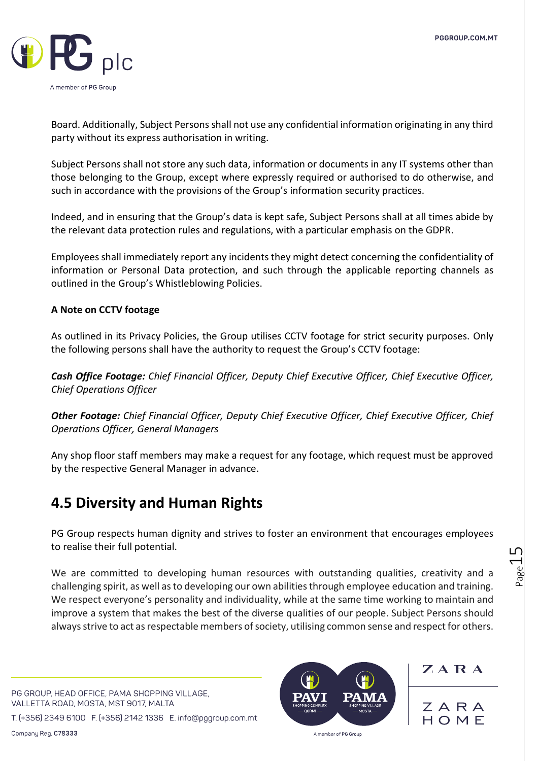Board. Additionally, Subject Persons shall not use any confidential information originating in any third party without its express authorisation in writing.

Subject Persons shall not store any such data, information or documents in any IT systems other than those belonging to the Group, except where expressly required or authorised to do otherwise, and such in accordance with the provisions of the Group's information security practices.

Indeed, and in ensuring that the Group's data is kept safe, Subject Persons shall at all times abide by the relevant data protection rules and regulations, with a particular emphasis on the GDPR.

Employees shall immediately report any incidents they might detect concerning the confidentiality of information or Personal Data protection, and such through the applicable reporting channels as outlined in the Group's Whistleblowing Policies.

**A Note on CCTV footage**

As outlined in its Privacy Policies, the Group utilises CCTV footage for strict security purposes. Only the following persons shall have the authority to request the Group's CCTV footage:

***Cash Office Footage:*** *Chief Financial Officer, Deputy Chief Executive Officer, Chief Executive Officer, Chief Operations Officer*

***Other Footage:*** *Chief Financial Officer, Deputy Chief Executive Officer, Chief Executive Officer, Chief Operations Officer, General Managers*

Any shop floor staff members may make a request for any footage, which request must be approved by the respective General Manager in advance.

## 4.5 Diversity and Human Rights

PG Group respects human dignity and strives to foster an environment that encourages employees to realise their full potential.

We are committed to developing human resources with outstanding qualities, creativity and a challenging spirit, as well as to developing our own abilities through employee education and training. We respect everyone's personality and individuality, while at the same time working to maintain and improve a system that makes the best of the diverse qualities of our people. Subject Persons should always strive to act as respectable members of society, utilising common sense and respect for others.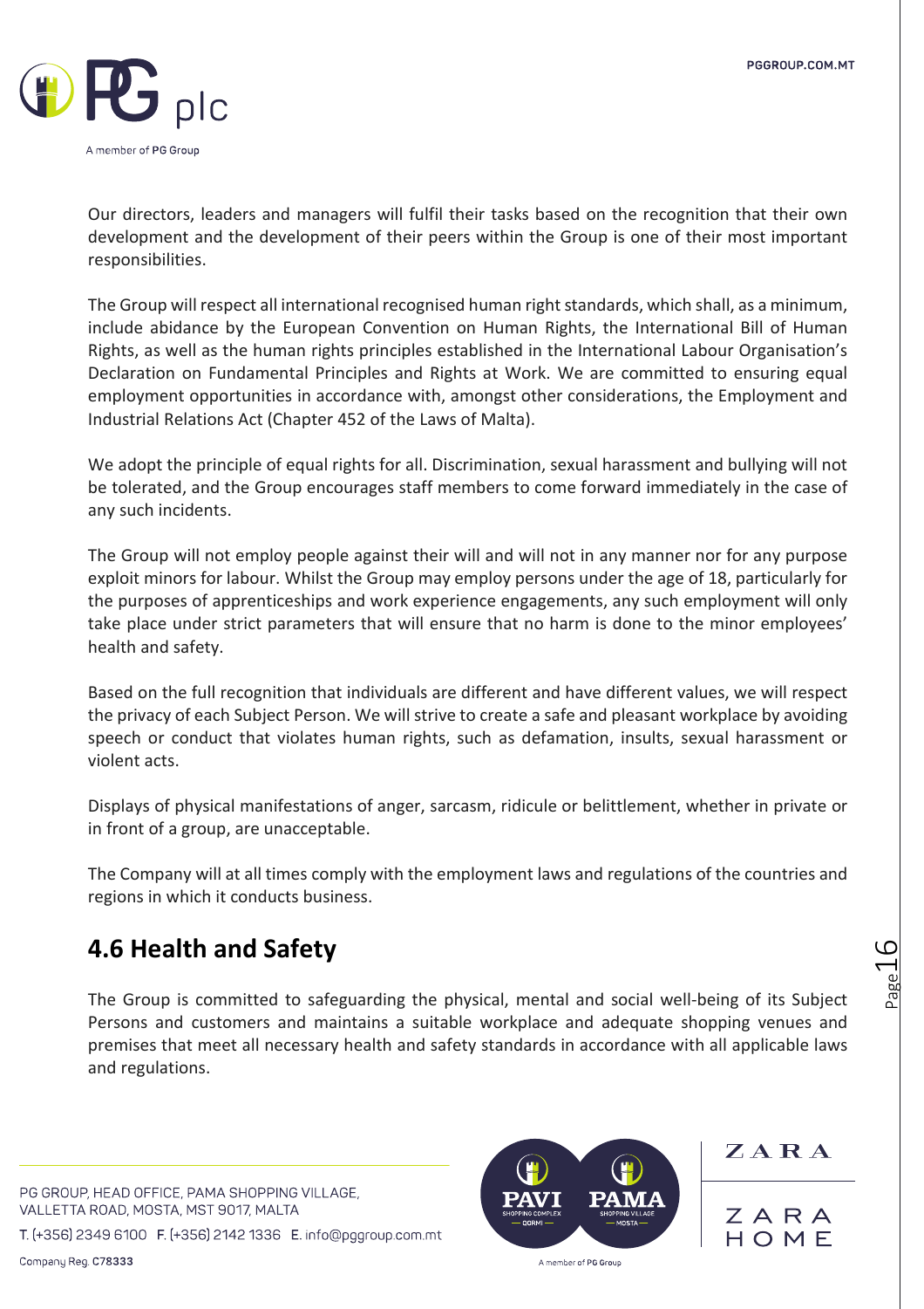Our directors, leaders and managers will fulfil their tasks based on the recognition that their own development and the development of their peers within the Group is one of their most important responsibilities.

The Group will respect all international recognised human right standards, which shall, as a minimum, include abidance by the European Convention on Human Rights, the International Bill of Human Rights, as well as the human rights principles established in the International Labour Organisation's Declaration on Fundamental Principles and Rights at Work. We are committed to ensuring equal employment opportunities in accordance with, amongst other considerations, the Employment and Industrial Relations Act (Chapter 452 of the Laws of Malta).

We adopt the principle of equal rights for all. Discrimination, sexual harassment and bullying will not be tolerated, and the Group encourages staff members to come forward immediately in the case of any such incidents.

The Group will not employ people against their will and will not in any manner nor for any purpose exploit minors for labour. Whilst the Group may employ persons under the age of 18, particularly for the purposes of apprenticeships and work experience engagements, any such employment will only take place under strict parameters that will ensure that no harm is done to the minor employees' health and safety.

Based on the full recognition that individuals are different and have different values, we will respect the privacy of each Subject Person. We will strive to create a safe and pleasant workplace by avoiding speech or conduct that violates human rights, such as defamation, insults, sexual harassment or violent acts.

Displays of physical manifestations of anger, sarcasm, ridicule or belittlement, whether in private or in front of a group, are unacceptable.

The Company will at all times comply with the employment laws and regulations of the countries and regions in which it conducts business.

## 4.6 Health and Safety

The Group is committed to safeguarding the physical, mental and social well-being of its Subject Persons and customers and maintains a suitable workplace and adequate shopping venues and premises that meet all necessary health and safety standards in accordance with all applicable laws and regulations.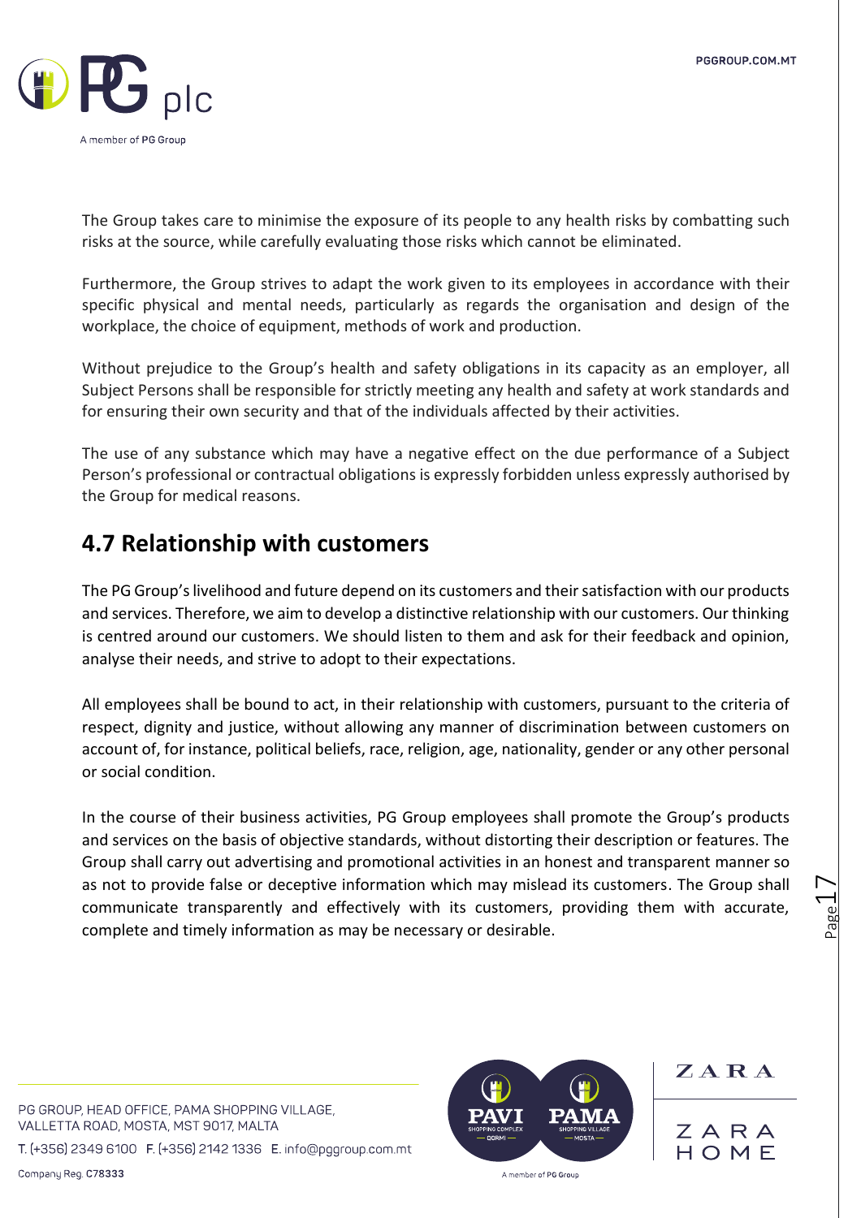The Group takes care to minimise the exposure of its people to any health risks by combatting such risks at the source, while carefully evaluating those risks which cannot be eliminated.

Furthermore, the Group strives to adapt the work given to its employees in accordance with their specific physical and mental needs, particularly as regards the organisation and design of the workplace, the choice of equipment, methods of work and production.

Without prejudice to the Group's health and safety obligations in its capacity as an employer, all Subject Persons shall be responsible for strictly meeting any health and safety at work standards and for ensuring their own security and that of the individuals affected by their activities.

The use of any substance which may have a negative effect on the due performance of a Subject Person's professional or contractual obligations is expressly forbidden unless expressly authorised by the Group for medical reasons.

## 4.7 Relationship with customers

The PG Group's livelihood and future depend on its customers and their satisfaction with our products and services. Therefore, we aim to develop a distinctive relationship with our customers. Our thinking is centred around our customers. We should listen to them and ask for their feedback and opinion, analyse their needs, and strive to adopt to their expectations.

All employees shall be bound to act, in their relationship with customers, pursuant to the criteria of respect, dignity and justice, without allowing any manner of discrimination between customers on account of, for instance, political beliefs, race, religion, age, nationality, gender or any other personal or social condition.

In the course of their business activities, PG Group employees shall promote the Group's products and services on the basis of objective standards, without distorting their description or features. The Group shall carry out advertising and promotional activities in an honest and transparent manner so as not to provide false or deceptive information which may mislead its customers. The Group shall communicate transparently and effectively with its customers, providing them with accurate, complete and timely information as may be necessary or desirable.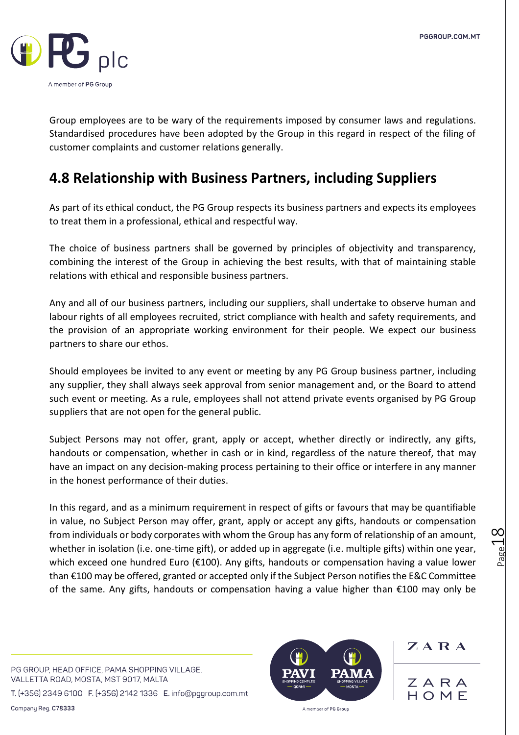Group employees are to be wary of the requirements imposed by consumer laws and regulations. Standardised procedures have been adopted by the Group in this regard in respect of the filing of customer complaints and customer relations generally.

## 4.8 Relationship with Business Partners, including Suppliers

As part of its ethical conduct, the PG Group respects its business partners and expects its employees to treat them in a professional, ethical and respectful way.

The choice of business partners shall be governed by principles of objectivity and transparency, combining the interest of the Group in achieving the best results, with that of maintaining stable relations with ethical and responsible business partners.

Any and all of our business partners, including our suppliers, shall undertake to observe human and labour rights of all employees recruited, strict compliance with health and safety requirements, and the provision of an appropriate working environment for their people. We expect our business partners to share our ethos.

Should employees be invited to any event or meeting by any PG Group business partner, including any supplier, they shall always seek approval from senior management and, or the Board to attend such event or meeting. As a rule, employees shall not attend private events organised by PG Group suppliers that are not open for the general public.

Subject Persons may not offer, grant, apply or accept, whether directly or indirectly, any gifts, handouts or compensation, whether in cash or in kind, regardless of the nature thereof, that may have an impact on any decision-making process pertaining to their office or interfere in any manner in the honest performance of their duties.

In this regard, and as a minimum requirement in respect of gifts or favours that may be quantifiable in value, no Subject Person may offer, grant, apply or accept any gifts, handouts or compensation from individuals or body corporates with whom the Group has any form of relationship of an amount, whether in isolation (i.e. one-time gift), or added up in aggregate (i.e. multiple gifts) within one year, which exceed one hundred Euro (€100). Any gifts, handouts or compensation having a value lower than €100 may be offered, granted or accepted only if the Subject Person notifies the E&C Committee of the same. Any gifts, handouts or compensation having a value higher than €100 may only be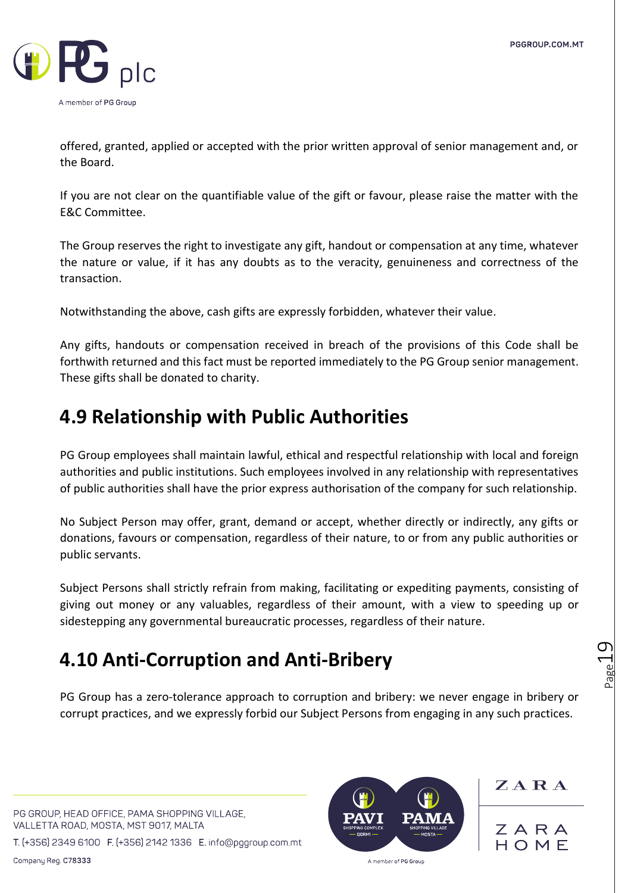offered, granted, applied or accepted with the prior written approval of senior management and, or the Board.

If you are not clear on the quantifiable value of the gift or favour, please raise the matter with the E&C Committee.

The Group reserves the right to investigate any gift, handout or compensation at any time, whatever the nature or value, if it has any doubts as to the veracity, genuineness and correctness of the transaction.

Notwithstanding the above, cash gifts are expressly forbidden, whatever their value.

Any gifts, handouts or compensation received in breach of the provisions of this Code shall be forthwith returned and this fact must be reported immediately to the PG Group senior management. These gifts shall be donated to charity.

## 4.9 Relationship with Public Authorities

PG Group employees shall maintain lawful, ethical and respectful relationship with local and foreign authorities and public institutions. Such employees involved in any relationship with representatives of public authorities shall have the prior express authorisation of the company for such relationship.

No Subject Person may offer, grant, demand or accept, whether directly or indirectly, any gifts or donations, favours or compensation, regardless of their nature, to or from any public authorities or public servants.

Subject Persons shall strictly refrain from making, facilitating or expediting payments, consisting of giving out money or any valuables, regardless of their amount, with a view to speeding up or sidestepping any governmental bureaucratic processes, regardless of their nature.

## 4.10 Anti-Corruption and Anti-Bribery

PG Group has a zero-tolerance approach to corruption and bribery: we never engage in bribery or corrupt practices, and we expressly forbid our Subject Persons from engaging in any such practices.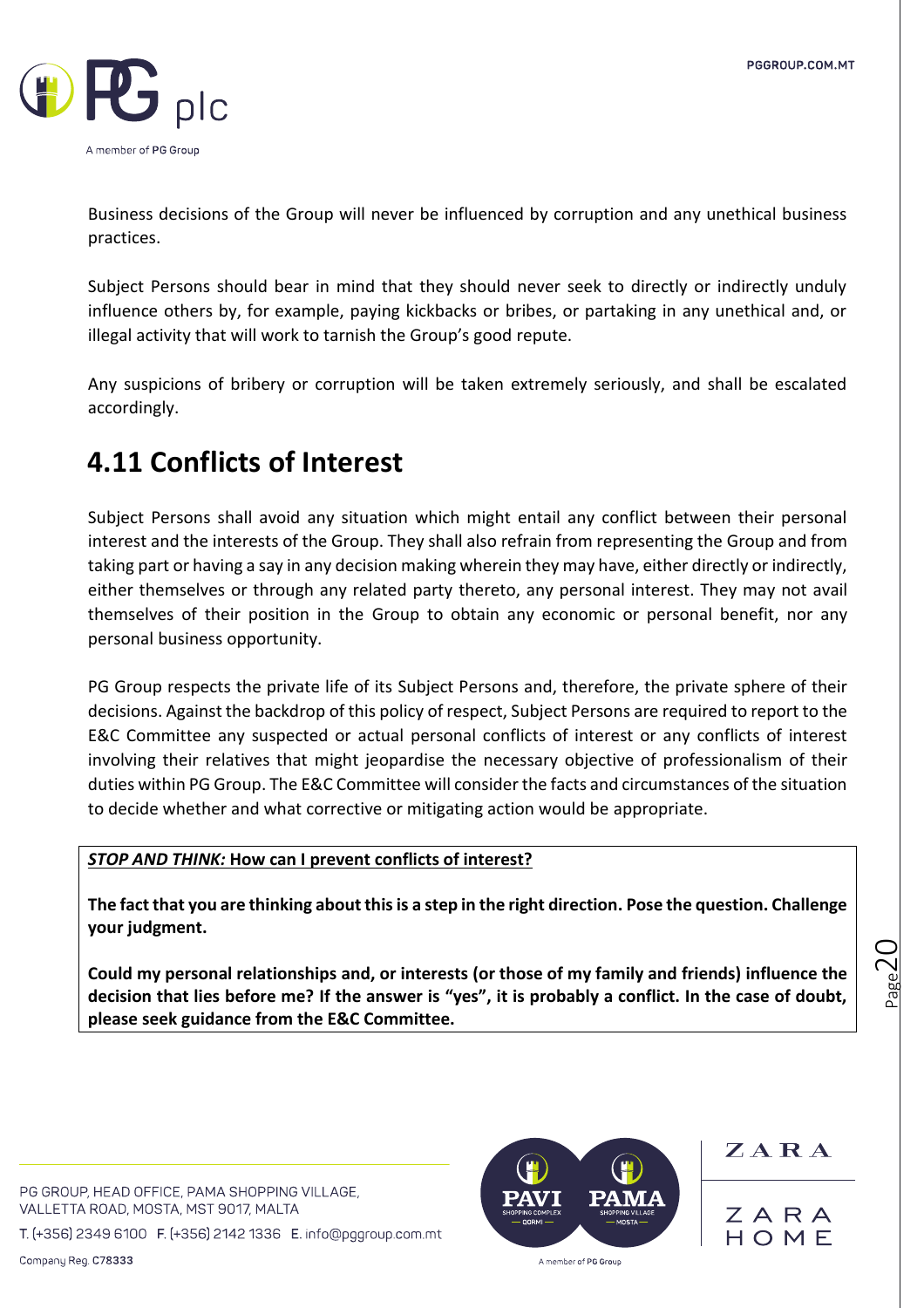Business decisions of the Group will never be influenced by corruption and any unethical business practices.

Subject Persons should bear in mind that they should never seek to directly or indirectly unduly influence others by, for example, paying kickbacks or bribes, or partaking in any unethical and, or illegal activity that will work to tarnish the Group's good repute.

Any suspicions of bribery or corruption will be taken extremely seriously, and shall be escalated accordingly.

## 4.11 Conflicts of Interest

Subject Persons shall avoid any situation which might entail any conflict between their personal interest and the interests of the Group. They shall also refrain from representing the Group and from taking part or having a say in any decision making wherein they may have, either directly or indirectly, either themselves or through any related party thereto, any personal interest. They may not avail themselves of their position in the Group to obtain any economic or personal benefit, nor any personal business opportunity.

PG Group respects the private life of its Subject Persons and, therefore, the private sphere of their decisions. Against the backdrop of this policy of respect, Subject Persons are required to report to the E&C Committee any suspected or actual personal conflicts of interest or any conflicts of interest involving their relatives that might jeopardise the necessary objective of professionalism of their duties within PG Group. The E&C Committee will consider the facts and circumstances of the situation to decide whether and what corrective or mitigating action would be appropriate.

> ***STOP AND THINK:*** **How can I prevent conflicts of interest?**
>
> **The fact that you are thinking about this is a step in the right direction. Pose the question. Challenge your judgment.**
>
> **Could my personal relationships and, or interests (or those of my family and friends) influence the decision that lies before me? If the answer is "yes", it is probably a conflict. In the case of doubt, please seek guidance from the E&C Committee.**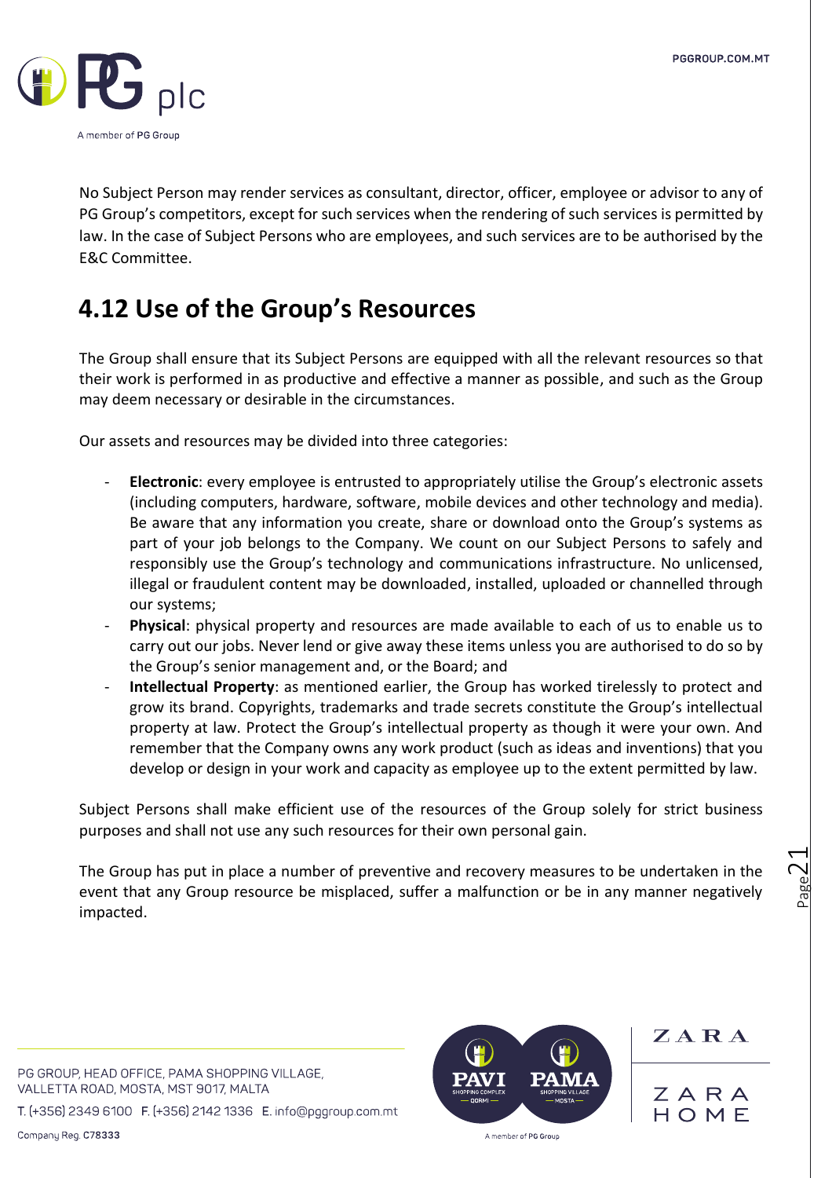No Subject Person may render services as consultant, director, officer, employee or advisor to any of PG Group's competitors, except for such services when the rendering of such services is permitted by law. In the case of Subject Persons who are employees, and such services are to be authorised by the E&C Committee.

## 4.12 Use of the Group's Resources

The Group shall ensure that its Subject Persons are equipped with all the relevant resources so that their work is performed in as productive and effective a manner as possible, and such as the Group may deem necessary or desirable in the circumstances.

Our assets and resources may be divided into three categories:

- **Electronic**: every employee is entrusted to appropriately utilise the Group's electronic assets (including computers, hardware, software, mobile devices and other technology and media). Be aware that any information you create, share or download onto the Group's systems as part of your job belongs to the Company. We count on our Subject Persons to safely and responsibly use the Group's technology and communications infrastructure. No unlicensed, illegal or fraudulent content may be downloaded, installed, uploaded or channelled through our systems;
- **Physical**: physical property and resources are made available to each of us to enable us to carry out our jobs. Never lend or give away these items unless you are authorised to do so by the Group's senior management and, or the Board; and
- **Intellectual Property**: as mentioned earlier, the Group has worked tirelessly to protect and grow its brand. Copyrights, trademarks and trade secrets constitute the Group's intellectual property at law. Protect the Group's intellectual property as though it were your own. And remember that the Company owns any work product (such as ideas and inventions) that you develop or design in your work and capacity as employee up to the extent permitted by law.

Subject Persons shall make efficient use of the resources of the Group solely for strict business purposes and shall not use any such resources for their own personal gain.

The Group has put in place a number of preventive and recovery measures to be undertaken in the event that any Group resource be misplaced, suffer a malfunction or be in any manner negatively impacted.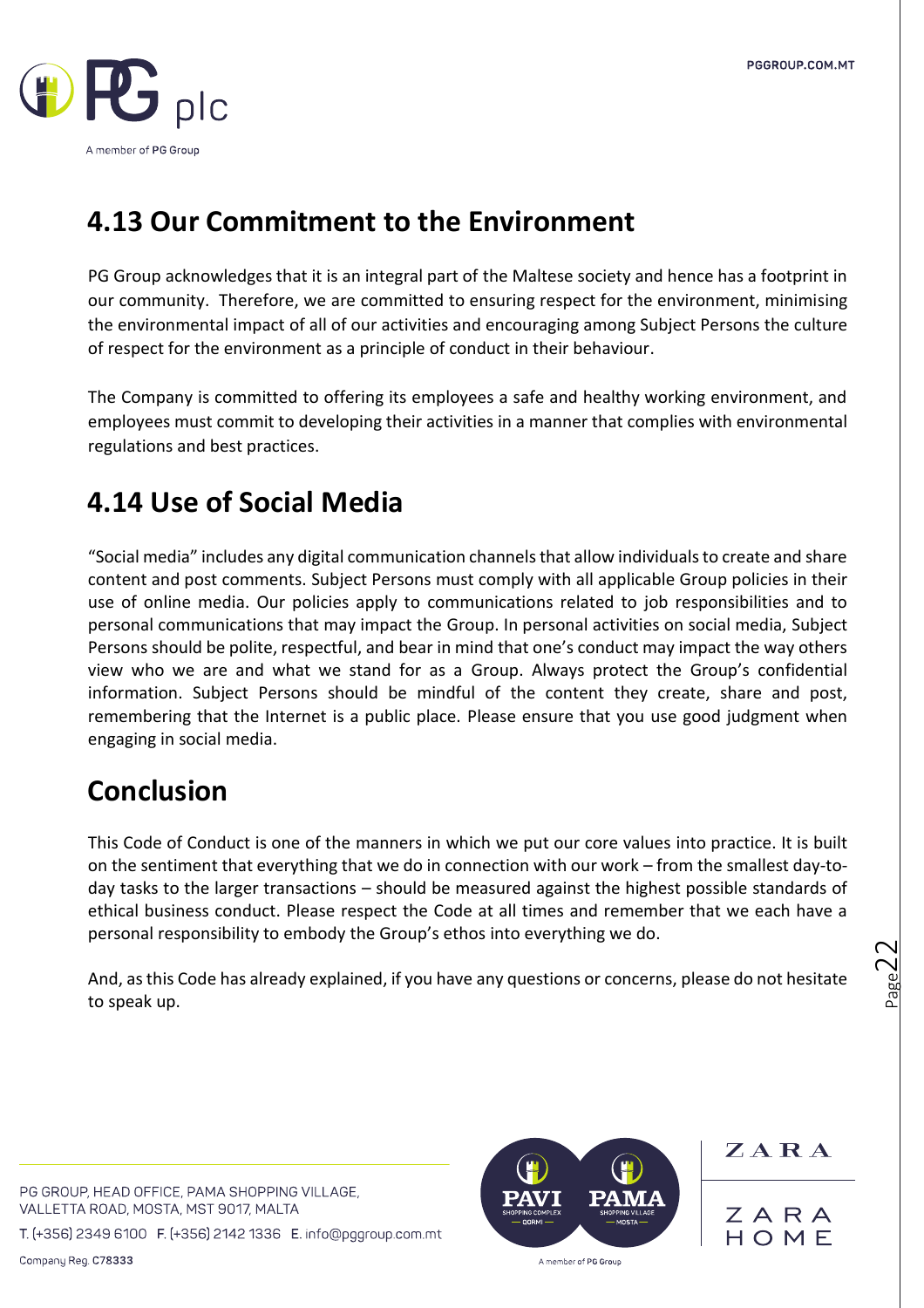## 4.13 Our Commitment to the Environment

PG Group acknowledges that it is an integral part of the Maltese society and hence has a footprint in our community. Therefore, we are committed to ensuring respect for the environment, minimising the environmental impact of all of our activities and encouraging among Subject Persons the culture of respect for the environment as a principle of conduct in their behaviour.

The Company is committed to offering its employees a safe and healthy working environment, and employees must commit to developing their activities in a manner that complies with environmental regulations and best practices.

## 4.14 Use of Social Media

"Social media" includes any digital communication channels that allow individuals to create and share content and post comments. Subject Persons must comply with all applicable Group policies in their use of online media. Our policies apply to communications related to job responsibilities and to personal communications that may impact the Group. In personal activities on social media, Subject Persons should be polite, respectful, and bear in mind that one's conduct may impact the way others view who we are and what we stand for as a Group. Always protect the Group's confidential information. Subject Persons should be mindful of the content they create, share and post, remembering that the Internet is a public place. Please ensure that you use good judgment when engaging in social media.

## Conclusion

This Code of Conduct is one of the manners in which we put our core values into practice. It is built on the sentiment that everything that we do in connection with our work – from the smallest day-to-day tasks to the larger transactions – should be measured against the highest possible standards of ethical business conduct. Please respect the Code at all times and remember that we each have a personal responsibility to embody the Group's ethos into everything we do.

And, as this Code has already explained, if you have any questions or concerns, please do not hesitate to speak up.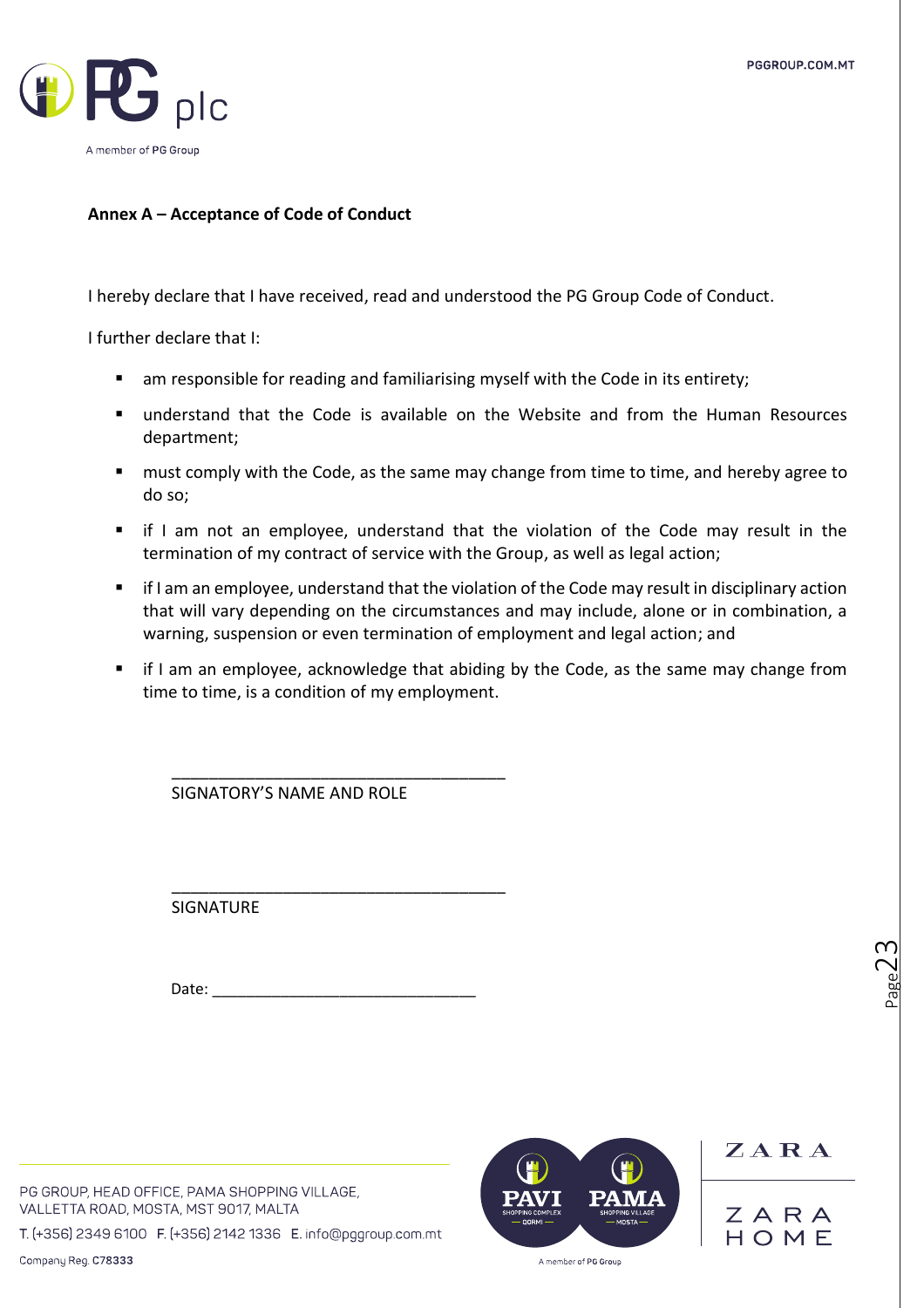**Annex A – Acceptance of Code of Conduct**

I hereby declare that I have received, read and understood the PG Group Code of Conduct.

I further declare that I:

- am responsible for reading and familiarising myself with the Code in its entirety;
- understand that the Code is available on the Website and from the Human Resources department;
- must comply with the Code, as the same may change from time to time, and hereby agree to do so;
- if I am not an employee, understand that the violation of the Code may result in the termination of my contract of service with the Group, as well as legal action;
- if I am an employee, understand that the violation of the Code may result in disciplinary action that will vary depending on the circumstances and may include, alone or in combination, a warning, suspension or even termination of employment and legal action; and
- if I am an employee, acknowledge that abiding by the Code, as the same may change from time to time, is a condition of my employment.

\_\_\_\_\_\_\_\_\_\_\_\_\_\_\_\_\_\_\_\_\_\_\_\_\_\_\_\_\_\_\_\_\_\_\_\_\_\_

SIGNATORY'S NAME AND ROLE

\_\_\_\_\_\_\_\_\_\_\_\_\_\_\_\_\_\_\_\_\_\_\_\_\_\_\_\_\_\_\_\_\_\_\_\_\_\_

SIGNATURE

Date: \_\_\_\_\_\_\_\_\_\_\_\_\_\_\_\_\_\_\_\_\_\_\_\_\_\_\_\_\_\_\_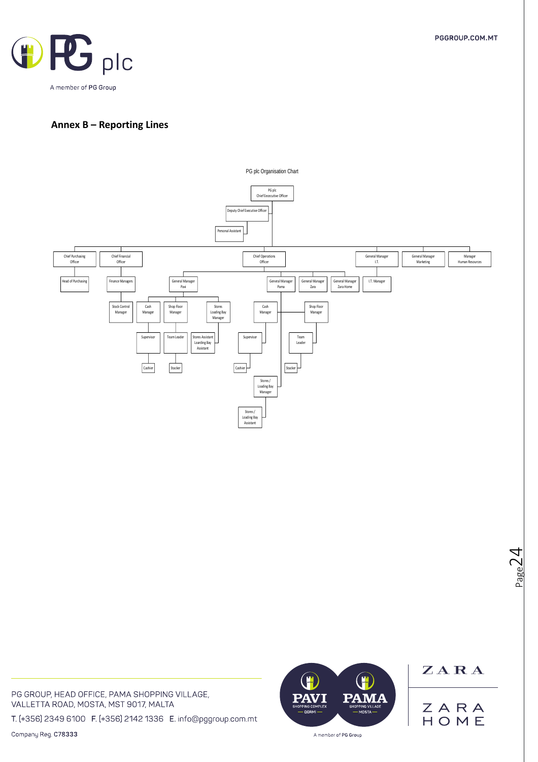## Annex B – Reporting Lines

PG plc Organisation Chart

PG plc
Chief Eececutive Officer

Deputy Chief Executive Officer

Personal Assistant

Chief Purchasing Officer

Head of Purchasing

Chief Financial Officer

Finance Managers

Stock Control Manager

Chief Operations Officer

General Manager Pavi

Cash Manager

Supervisor

Cashier

Shop Floor Manager

Team Leader

Stacker

Stores Loading Bay Manager

Stores Assistant Loarding Bay Assistant

General Manager Pama

Cash Manager

Supervisor

Cashier

Shop Floor Manager

Team Leader

Stacker

Stores / Loading Bay Manager

Stores / Loading Bay Assistant

General Manager Zara

General Manager Zara Home

General Manager I.T.

I.T. Manager

General Manager Marketing

Manager Human Resources

PG GROUP, HEAD OFFICE, PAMA SHOPPING VILLAGE,
VALLETTA ROAD, MOSTA, MST 9017, MALTA
T. (+356) 2349 6100 F. (+356) 2142 1336 E. info@pggroup.com.mt
Company Reg. C78333